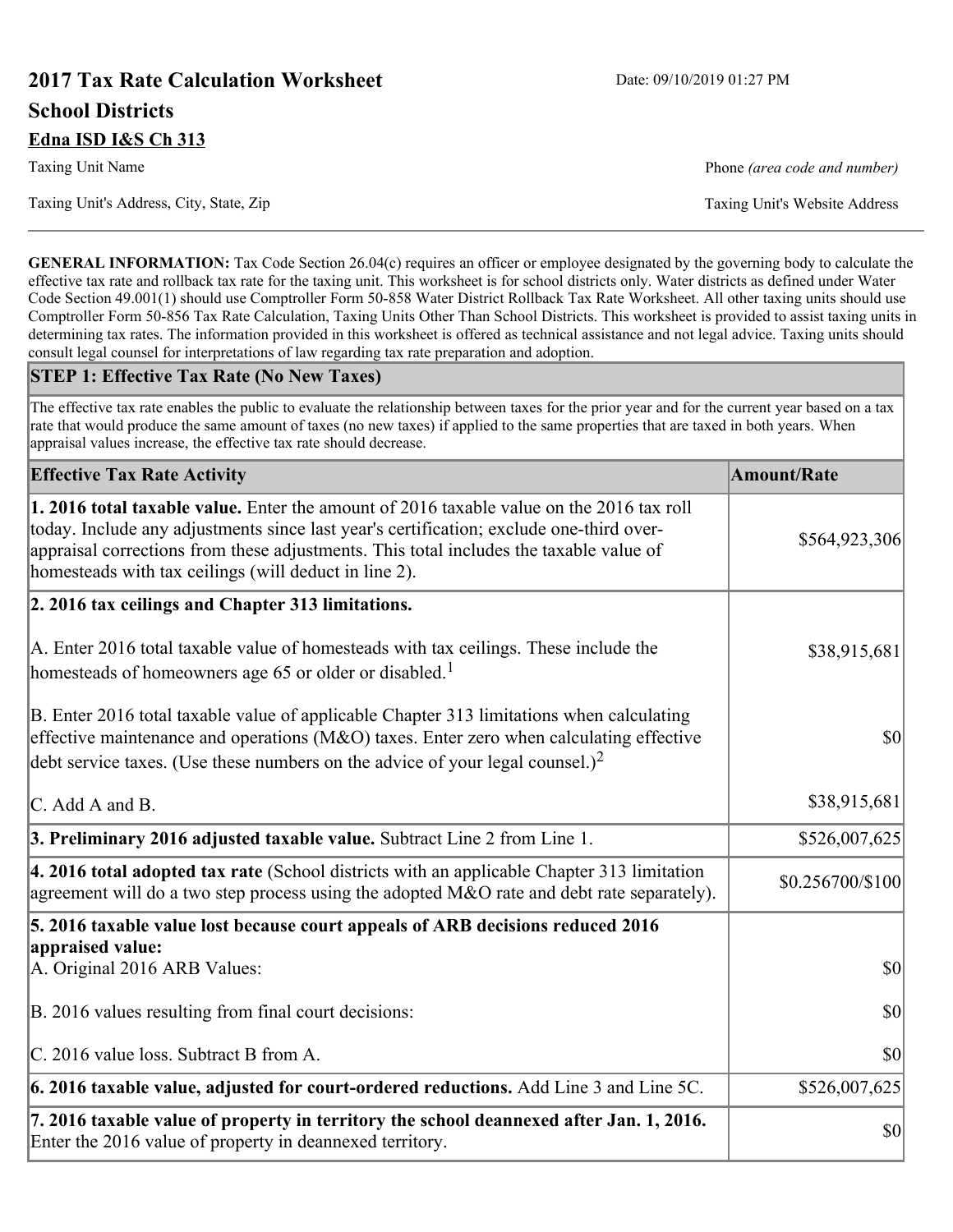# 2017 Tax Rate Calculation Worksheet

Date: 09/10/2019 01:27 PM

## School Districts

**Edna ISD I&S Ch 313**

Taxing Unit Name

Phone *(area code and number)*

Taxing Unit's Address, City, State, Zip

Taxing Unit's Website Address

---

**GENERAL INFORMATION:** Tax Code Section 26.04(c) requires an officer or employee designated by the governing body to calculate the effective tax rate and rollback tax rate for the taxing unit. This worksheet is for school districts only. Water districts as defined under Water Code Section 49.001(1) should use Comptroller Form 50-858 Water District Rollback Tax Rate Worksheet. All other taxing units should use Comptroller Form 50-856 Tax Rate Calculation, Taxing Units Other Than School Districts. This worksheet is provided to assist taxing units in determining tax rates. The information provided in this worksheet is offered as technical assistance and not legal advice. Taxing units should consult legal counsel for interpretations of law regarding tax rate preparation and adoption.

### STEP 1: Effective Tax Rate (No New Taxes)

The effective tax rate enables the public to evaluate the relationship between taxes for the prior year and for the current year based on a tax rate that would produce the same amount of taxes (no new taxes) if applied to the same properties that are taxed in both years. When appraisal values increase, the effective tax rate should decrease.

| Effective Tax Rate Activity | Amount/Rate |
|---|---|
| **1. 2016 total taxable value.** Enter the amount of 2016 taxable value on the 2016 tax roll today. Include any adjustments since last year's certification; exclude one-third over-appraisal corrections from these adjustments. This total includes the taxable value of homesteads with tax ceilings (will deduct in line 2). | $564,923,306 |
| **2. 2016 tax ceilings and Chapter 313 limitations.** | |
| A. Enter 2016 total taxable value of homesteads with tax ceilings. These include the homesteads of homeowners age 65 or older or disabled.[1] | $38,915,681 |
| B. Enter 2016 total taxable value of applicable Chapter 313 limitations when calculating effective maintenance and operations (M&O) taxes. Enter zero when calculating effective debt service taxes. (Use these numbers on the advice of your legal counsel.)[2] | $0 |
| C. Add A and B. | $38,915,681 |
| **3. Preliminary 2016 adjusted taxable value.** Subtract Line 2 from Line 1. | $526,007,625 |
| **4. 2016 total adopted tax rate** (School districts with an applicable Chapter 313 limitation agreement will do a two step process using the adopted M&O rate and debt rate separately). | $0.256700/$100 |
| **5. 2016 taxable value lost because court appeals of ARB decisions reduced 2016 appraised value:** | |
| A. Original 2016 ARB Values: | $0 |
| B. 2016 values resulting from final court decisions: | $0 |
| C. 2016 value loss. Subtract B from A. | $0 |
| **6. 2016 taxable value, adjusted for court-ordered reductions.** Add Line 3 and Line 5C. | $526,007,625 |
| **7. 2016 taxable value of property in territory the school deannexed after Jan. 1, 2016.** Enter the 2016 value of property in deannexed territory. | $0 |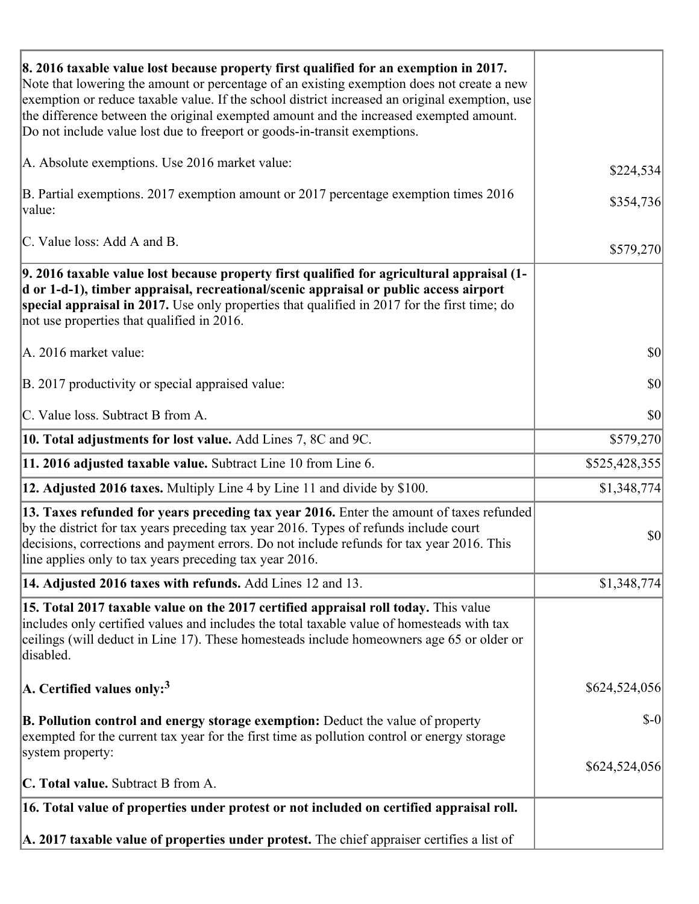| | |
|---|---|
| **8. 2016 taxable value lost because property first qualified for an exemption in 2017.** Note that lowering the amount or percentage of an existing exemption does not create a new exemption or reduce taxable value. If the school district increased an original exemption, use the difference between the original exempted amount and the increased exempted amount. Do not include value lost due to freeport or goods-in-transit exemptions.<br><br>A. Absolute exemptions. Use 2016 market value:<br><br>B. Partial exemptions. 2017 exemption amount or 2017 percentage exemption times 2016 value:<br><br>C. Value loss: Add A and B. | <br><br><br><br><br>$224,534<br><br>$354,736<br><br>$579,270 |
| **9. 2016 taxable value lost because property first qualified for agricultural appraisal (1-d or 1-d-1), timber appraisal, recreational/scenic appraisal or public access airport special appraisal in 2017.** Use only properties that qualified in 2017 for the first time; do not use properties that qualified in 2016.<br><br>A. 2016 market value:<br><br>B. 2017 productivity or special appraised value:<br><br>C. Value loss. Subtract B from A. | <br><br><br><br>$0<br><br>$0<br><br>$0 |
| **10. Total adjustments for lost value.** Add Lines 7, 8C and 9C. | $579,270 |
| **11. 2016 adjusted taxable value.** Subtract Line 10 from Line 6. | $525,428,355 |
| **12. Adjusted 2016 taxes.** Multiply Line 4 by Line 11 and divide by $100. | $1,348,774 |
| **13. Taxes refunded for years preceding tax year 2016.** Enter the amount of taxes refunded by the district for tax years preceding tax year 2016. Types of refunds include court decisions, corrections and payment errors. Do not include refunds for tax year 2016. This line applies only to tax years preceding tax year 2016. | $0 |
| **14. Adjusted 2016 taxes with refunds.** Add Lines 12 and 13. | $1,348,774 |
| **15. Total 2017 taxable value on the 2017 certified appraisal roll today.** This value includes only certified values and includes the total taxable value of homesteads with tax ceilings (will deduct in Line 17). These homesteads include homeowners age 65 or older or disabled.<br><br>**A. Certified values only:** [3]<br><br>**B. Pollution control and energy storage exemption:** Deduct the value of property exempted for the current tax year for the first time as pollution control or energy storage system property:<br><br>**C. Total value.** Subtract B from A. | <br><br><br><br>$624,524,056<br><br>$-0<br><br>$624,524,056 |
| **16. Total value of properties under protest or not included on certified appraisal roll.**<br><br>**A. 2017 taxable value of properties under protest.** The chief appraiser certifies a list of | |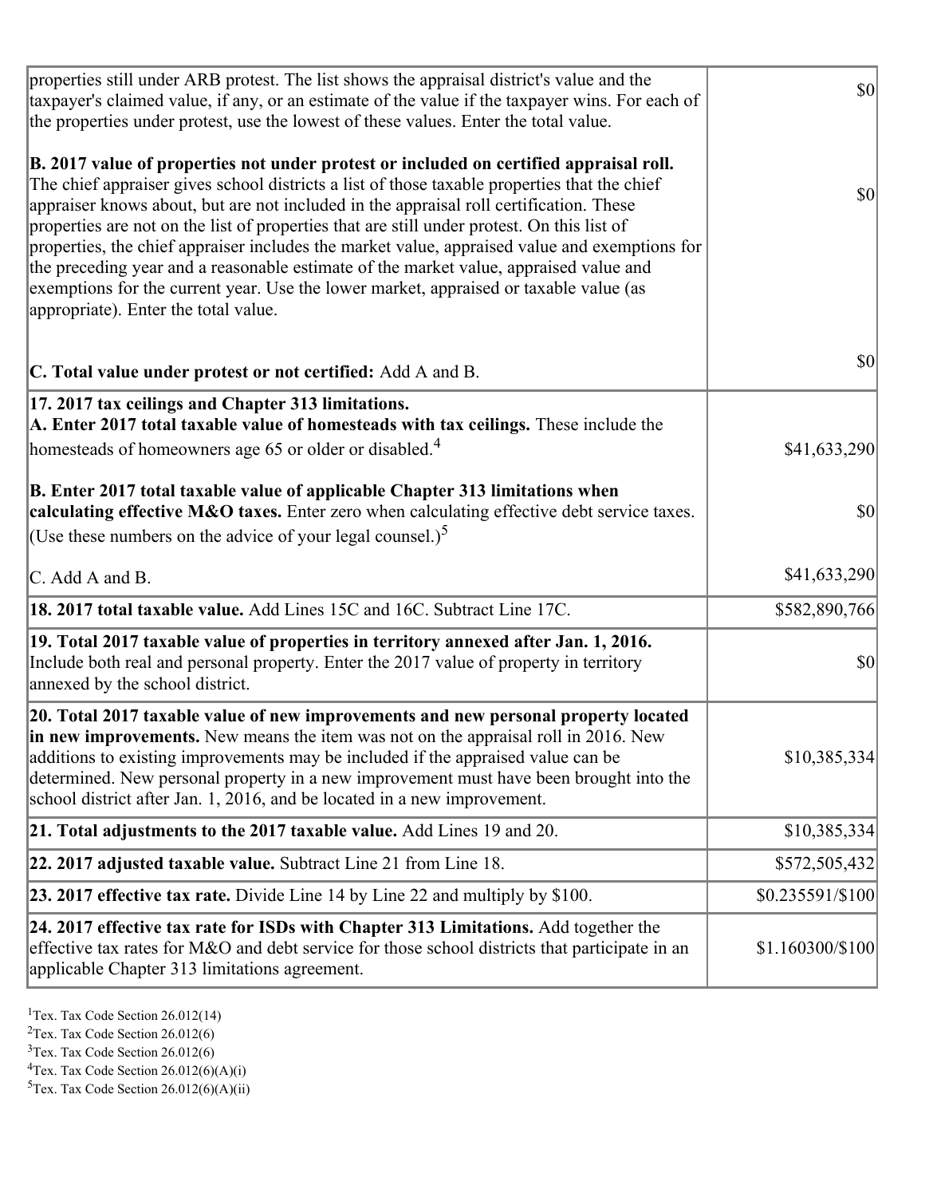| | |
|---|---|
| properties still under ARB protest. The list shows the appraisal district's value and the taxpayer's claimed value, if any, or an estimate of the value if the taxpayer wins. For each of the properties under protest, use the lowest of these values. Enter the total value.<br><br>**B. 2017 value of properties not under protest or included on certified appraisal roll.** The chief appraiser gives school districts a list of those taxable properties that the chief appraiser knows about, but are not included in the appraisal roll certification. These properties are not on the list of properties that are still under protest. On this list of properties, the chief appraiser includes the market value, appraised value and exemptions for the preceding year and a reasonable estimate of the market value, appraised value and exemptions for the current year. Use the lower market, appraised or taxable value (as appropriate). Enter the total value.<br><br>**C. Total value under protest or not certified:** Add A and B. | $0<br><br>$0<br><br>$0 |
| **17. 2017 tax ceilings and Chapter 313 limitations.**<br>**A. Enter 2017 total taxable value of homesteads with tax ceilings.** These include the homesteads of homeowners age 65 or older or disabled.[4]<br><br>**B. Enter 2017 total taxable value of applicable Chapter 313 limitations when calculating effective M&O taxes.** Enter zero when calculating effective debt service taxes. (Use these numbers on the advice of your legal counsel.)[5]<br><br>C. Add A and B. | $41,633,290<br><br>$0<br><br>$41,633,290 |
| **18. 2017 total taxable value.** Add Lines 15C and 16C. Subtract Line 17C. | $582,890,766 |
| **19. Total 2017 taxable value of properties in territory annexed after Jan. 1, 2016.** Include both real and personal property. Enter the 2017 value of property in territory annexed by the school district. | $0 |
| **20. Total 2017 taxable value of new improvements and new personal property located in new improvements.** New means the item was not on the appraisal roll in 2016. New additions to existing improvements may be included if the appraised value can be determined. New personal property in a new improvement must have been brought into the school district after Jan. 1, 2016, and be located in a new improvement. | $10,385,334 |
| **21. Total adjustments to the 2017 taxable value.** Add Lines 19 and 20. | $10,385,334 |
| **22. 2017 adjusted taxable value.** Subtract Line 21 from Line 18. | $572,505,432 |
| **23. 2017 effective tax rate.** Divide Line 14 by Line 22 and multiply by $100. | $0.235591/$100 |
| **24. 2017 effective tax rate for ISDs with Chapter 313 Limitations.** Add together the effective tax rates for M&O and debt service for those school districts that participate in an applicable Chapter 313 limitations agreement. | $1.160300/$100 |

[1]Tex. Tax Code Section 26.012(14)
[2]Tex. Tax Code Section 26.012(6)
[3]Tex. Tax Code Section 26.012(6)
[4]Tex. Tax Code Section 26.012(6)(A)(i)
[5]Tex. Tax Code Section 26.012(6)(A)(ii)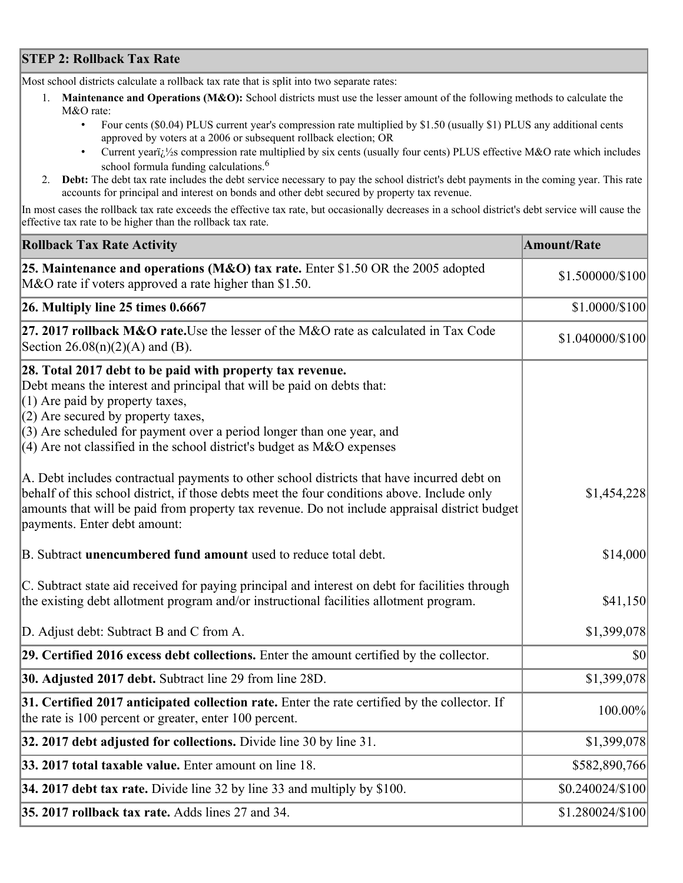## STEP 2: Rollback Tax Rate

Most school districts calculate a rollback tax rate that is split into two separate rates:

1. **Maintenance and Operations (M&O):** School districts must use the lesser amount of the following methods to calculate the M&O rate:
   - Four cents ($0.04) PLUS current year's compression rate multiplied by $1.50 (usually $1) PLUS any additional cents approved by voters at a 2006 or subsequent rollback election; OR
   - Current yearï¿½s compression rate multiplied by six cents (usually four cents) PLUS effective M&O rate which includes school formula funding calculations.[6]
2. **Debt:** The debt tax rate includes the debt service necessary to pay the school district's debt payments in the coming year. This rate accounts for principal and interest on bonds and other debt secured by property tax revenue.

In most cases the rollback tax rate exceeds the effective tax rate, but occasionally decreases in a school district's debt service will cause the effective tax rate to be higher than the rollback tax rate.

| Rollback Tax Rate Activity | Amount/Rate |
|---|---|
| **25. Maintenance and operations (M&O) tax rate.** Enter $1.50 OR the 2005 adopted M&O rate if voters approved a rate higher than $1.50. | $1.500000/$100 |
| **26. Multiply line 25 times 0.6667** | $1.0000/$100 |
| **27. 2017 rollback M&O rate.** Use the lesser of the M&O rate as calculated in Tax Code Section 26.08(n)(2)(A) and (B). | $1.040000/$100 |
| **28. Total 2017 debt to be paid with property tax revenue.** Debt means the interest and principal that will be paid on debts that: (1) Are paid by property taxes, (2) Are secured by property taxes, (3) Are scheduled for payment over a period longer than one year, and (4) Are not classified in the school district's budget as M&O expenses<br><br>A. Debt includes contractual payments to other school districts that have incurred debt on behalf of this school district, if those debts meet the four conditions above. Include only amounts that will be paid from property tax revenue. Do not include appraisal district budget payments. Enter debt amount:<br><br>B. Subtract **unencumbered fund amount** used to reduce total debt.<br><br>C. Subtract state aid received for paying principal and interest on debt for facilities through the existing debt allotment program and/or instructional facilities allotment program.<br><br>D. Adjust debt: Subtract B and C from A. | $1,454,228<br><br>$14,000<br><br>$41,150<br><br>$1,399,078 |
| **29. Certified 2016 excess debt collections.** Enter the amount certified by the collector. | $0 |
| **30. Adjusted 2017 debt.** Subtract line 29 from line 28D. | $1,399,078 |
| **31. Certified 2017 anticipated collection rate.** Enter the rate certified by the collector. If the rate is 100 percent or greater, enter 100 percent. | 100.00% |
| **32. 2017 debt adjusted for collections.** Divide line 30 by line 31. | $1,399,078 |
| **33. 2017 total taxable value.** Enter amount on line 18. | $582,890,766 |
| **34. 2017 debt tax rate.** Divide line 32 by line 33 and multiply by $100. | $0.240024/$100 |
| **35. 2017 rollback tax rate.** Adds lines 27 and 34. | $1.280024/$100 |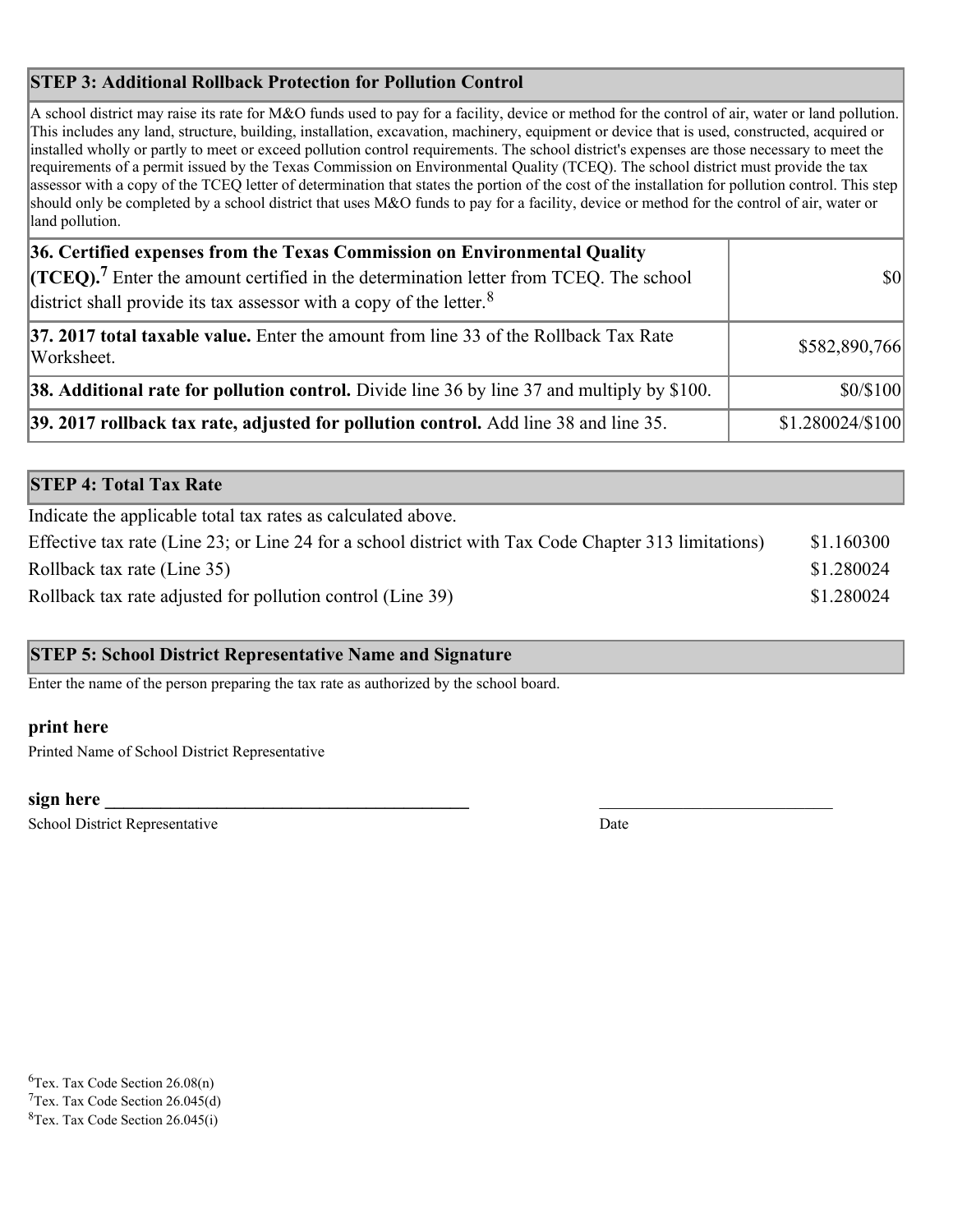## STEP 3: Additional Rollback Protection for Pollution Control

A school district may raise its rate for M&O funds used to pay for a facility, device or method for the control of air, water or land pollution. This includes any land, structure, building, installation, excavation, machinery, equipment or device that is used, constructed, acquired or installed wholly or partly to meet or exceed pollution control requirements. The school district's expenses are those necessary to meet the requirements of a permit issued by the Texas Commission on Environmental Quality (TCEQ). The school district must provide the tax assessor with a copy of the TCEQ letter of determination that states the portion of the cost of the installation for pollution control. This step should only be completed by a school district that uses M&O funds to pay for a facility, device or method for the control of air, water or land pollution.

| | |
|---|---|
| **36. Certified expenses from the Texas Commission on Environmental Quality (TCEQ).**[7] Enter the amount certified in the determination letter from TCEQ. The school district shall provide its tax assessor with a copy of the letter.[8] | $0 |
| **37. 2017 total taxable value.** Enter the amount from line 33 of the Rollback Tax Rate Worksheet. | $582,890,766 |
| **38. Additional rate for pollution control.** Divide line 36 by line 37 and multiply by $100. | $0/$100 |
| **39. 2017 rollback tax rate, adjusted for pollution control.** Add line 38 and line 35. | $1.280024/$100 |

## STEP 4: Total Tax Rate

Indicate the applicable total tax rates as calculated above.

| | |
|---|---|
| Effective tax rate (Line 23; or Line 24 for a school district with Tax Code Chapter 313 limitations) | $1.160300 |
| Rollback tax rate (Line 35) | $1.280024 |
| Rollback tax rate adjusted for pollution control (Line 39) | $1.280024 |

## STEP 5: School District Representative Name and Signature

Enter the name of the person preparing the tax rate as authorized by the school board.

**print here**

Printed Name of School District Representative

**sign here** _______________________________________ ___________________________

School District Representative Date

[6] Tex. Tax Code Section 26.08(n)
[7] Tex. Tax Code Section 26.045(d)
[8] Tex. Tax Code Section 26.045(i)